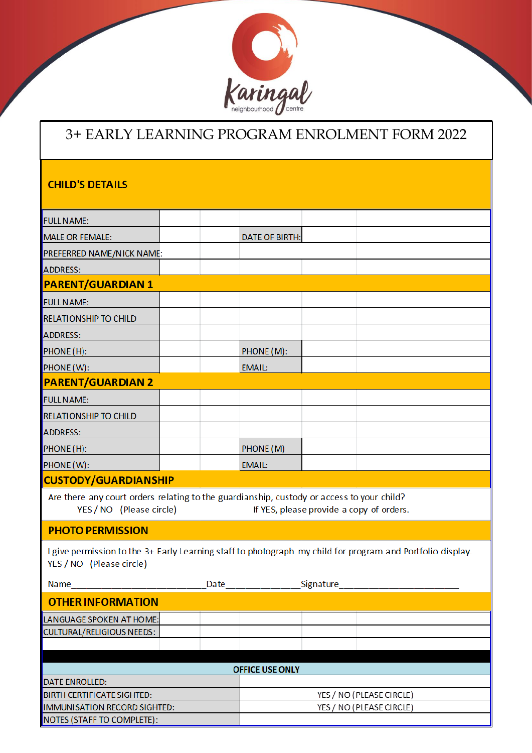Karingal neighbourhood centre

# 3+ EARLY LEARNING PROGRAM ENROLMENT FORM 2022

## CHILD'S DETAILS

| | | | |
|---|---|---|---|
| FULL NAME: | | | |
| MALE OR FEMALE: | | DATE OF BIRTH: | |
| PREFERRED NAME/NICK NAME: | | | |
| ADDRESS: | | | |

## PARENT/GUARDIAN 1

| | | | |
|---|---|---|---|
| FULL NAME: | | | |
| RELATIONSHIP TO CHILD | | | |
| ADDRESS: | | | |
| PHONE (H): | | PHONE (M): | |
| PHONE (W): | | EMAIL: | |

## PARENT/GUARDIAN 2

| | | | |
|---|---|---|---|
| FULL NAME: | | | |
| RELATIONSHIP TO CHILD | | | |
| ADDRESS: | | | |
| PHONE (H): | | PHONE (M) | |
| PHONE (W): | | EMAIL: | |

## CUSTODY/GUARDIANSHIP

Are there any court orders relating to the guardianship, custody or access to your child?

YES / NO (Please circle) If YES, please provide a copy of orders.

## PHOTO PERMISSION

I give permission to the 3+ Early Learning staff to photograph my child for program and Portfolio display. YES / NO (Please circle)

Name_________________________ Date_____________ Signature______________________

## OTHER INFORMATION

| | |
|---|---|
| LANGUAGE SPOKEN AT HOME: | |
| CULTURAL/RELIGIOUS NEEDS: | |

## OFFICE USE ONLY

| | |
|---|---|
| DATE ENROLLED: | |
| BIRTH CERTIFICATE SIGHTED: | YES / NO (PLEASE CIRCLE) |
| IMMUNISATION RECORD SIGHTED: | YES / NO (PLEASE CIRCLE) |
| NOTES (STAFF TO COMPLETE): | |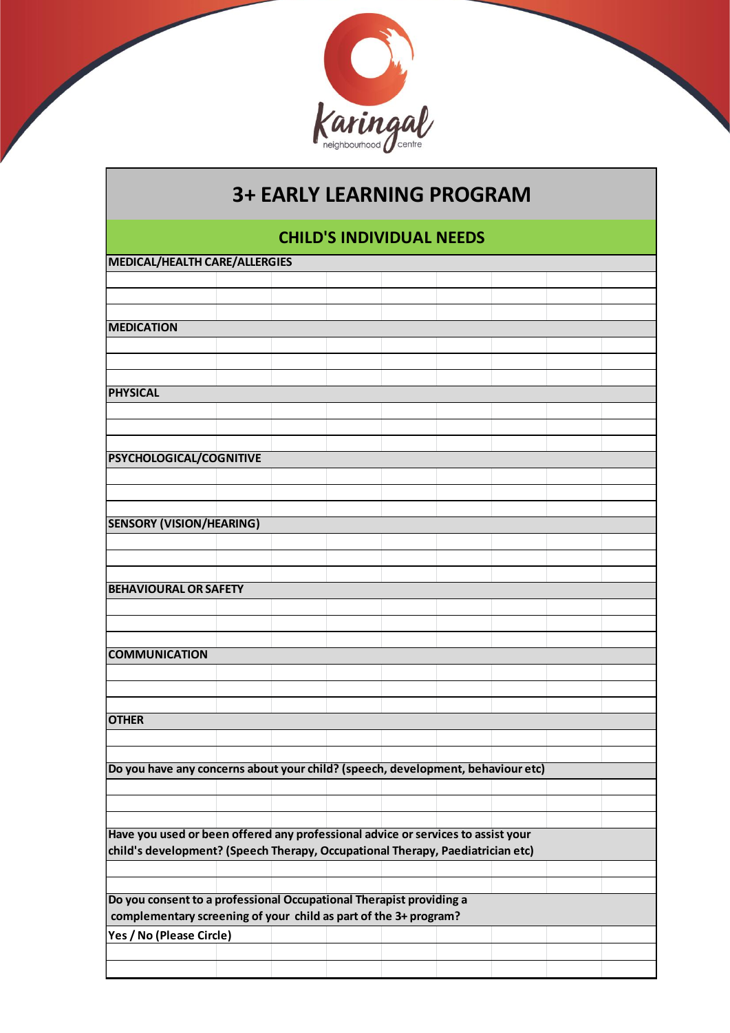# 3+ EARLY LEARNING PROGRAM

## CHILD'S INDIVIDUAL NEEDS

**MEDICAL/HEALTH CARE/ALLERGIES**

**MEDICATION**

**PHYSICAL**

**PSYCHOLOGICAL/COGNITIVE**

**SENSORY (VISION/HEARING)**

**BEHAVIOURAL OR SAFETY**

**COMMUNICATION**

**OTHER**

**Do you have any concerns about your child? (speech, development, behaviour etc)**

**Have you used or been offered any professional advice or services to assist your child's development? (Speech Therapy, Occupational Therapy, Paediatrician etc)**

**Do you consent to a professional Occupational Therapist providing a complementary screening of your child as part of the 3+ program?**

**Yes / No (Please Circle)**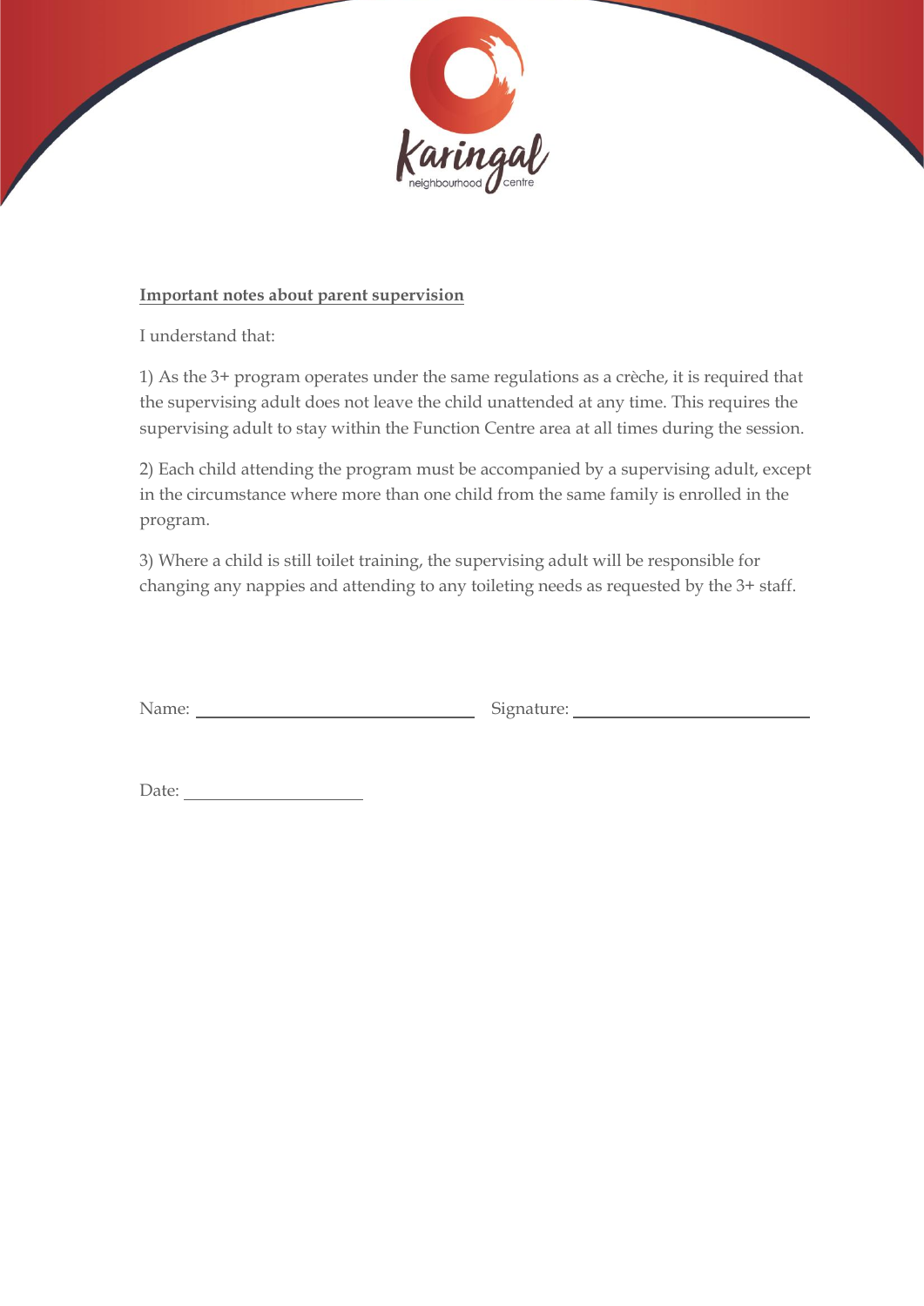**Important notes about parent supervision**

I understand that:

1) As the 3+ program operates under the same regulations as a crèche, it is required that the supervising adult does not leave the child unattended at any time. This requires the supervising adult to stay within the Function Centre area at all times during the session.

2) Each child attending the program must be accompanied by a supervising adult, except in the circumstance where more than one child from the same family is enrolled in the program.

3) Where a child is still toilet training, the supervising adult will be responsible for changing any nappies and attending to any toileting needs as requested by the 3+ staff.

Name: ______________________________ Signature: __________________________

Date: ____________________